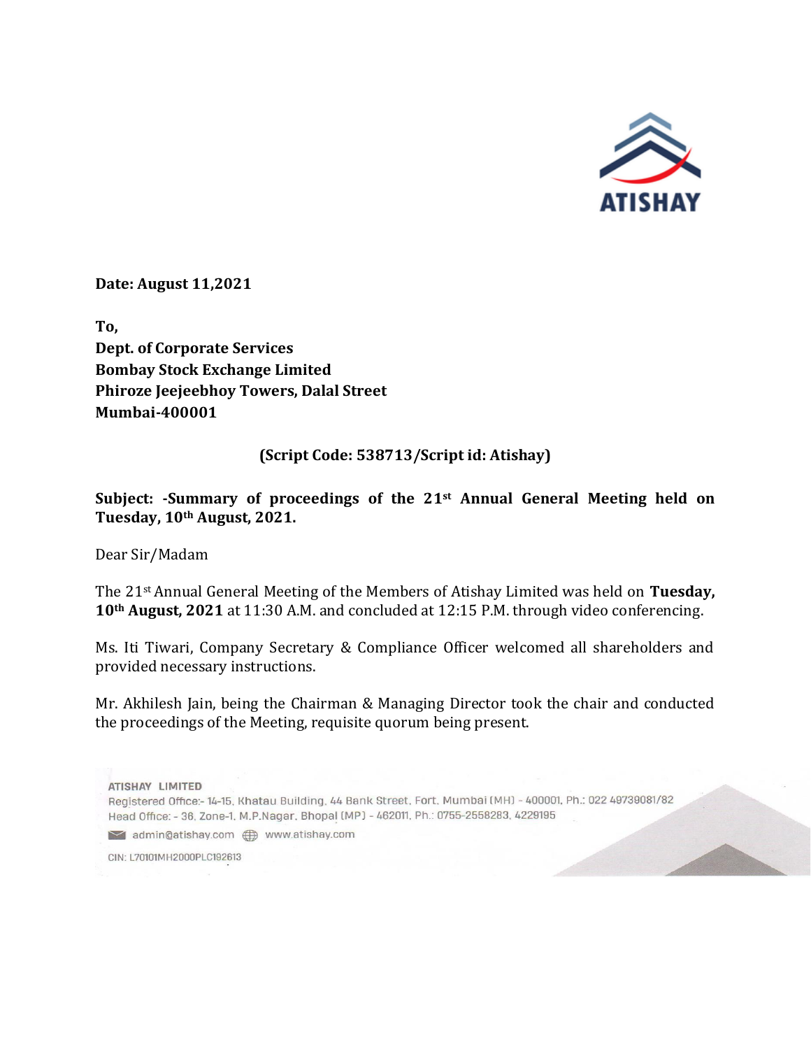**Date: August 11,2021**

**To,**
**Dept. of Corporate Services**
**Bombay Stock Exchange Limited**
**Phiroze Jeejeebhoy Towers, Dalal Street**
**Mumbai-400001**

**(Script Code: 538713/Script id: Atishay)**

**Subject: -Summary of proceedings of the 21st Annual General Meeting held on Tuesday, 10th August, 2021.**

Dear Sir/Madam

The 21st Annual General Meeting of the Members of Atishay Limited was held on **Tuesday, 10th August, 2021** at 11:30 A.M. and concluded at 12:15 P.M. through video conferencing.

Ms. Iti Tiwari, Company Secretary & Compliance Officer welcomed all shareholders and provided necessary instructions.

Mr. Akhilesh Jain, being the Chairman & Managing Director took the chair and conducted the proceedings of the Meeting, requisite quorum being present.

ATISHAY LIMITED
Registered Office:- 14-15, Khatau Building, 44 Bank Street, Fort, Mumbai (MH) - 400001, Ph.: 022 49739081/82
Head Office: - 36, Zone-1, M.P.Nagar, Bhopal (MP) - 462011, Ph.: 0755-2558283, 4229195
admin@atishay.com www.atishay.com
CIN: L70101MH2000PLC192613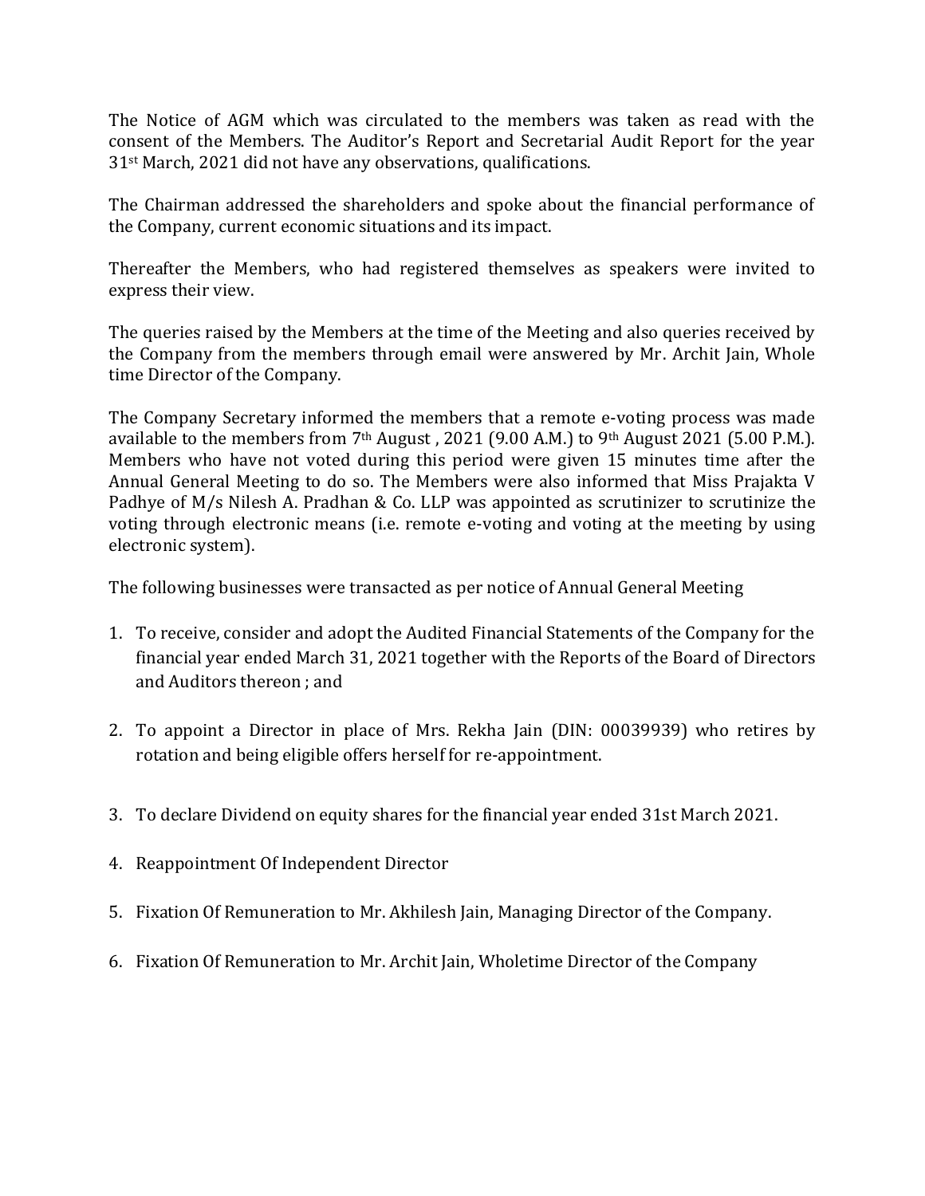The Notice of AGM which was circulated to the members was taken as read with the consent of the Members. The Auditor's Report and Secretarial Audit Report for the year 31st March, 2021 did not have any observations, qualifications.

The Chairman addressed the shareholders and spoke about the financial performance of the Company, current economic situations and its impact.

Thereafter the Members, who had registered themselves as speakers were invited to express their view.

The queries raised by the Members at the time of the Meeting and also queries received by the Company from the members through email were answered by Mr. Archit Jain, Whole time Director of the Company.

The Company Secretary informed the members that a remote e-voting process was made available to the members from 7th August , 2021 (9.00 A.M.) to 9th August 2021 (5.00 P.M.). Members who have not voted during this period were given 15 minutes time after the Annual General Meeting to do so. The Members were also informed that Miss Prajakta V Padhye of M/s Nilesh A. Pradhan & Co. LLP was appointed as scrutinizer to scrutinize the voting through electronic means (i.e. remote e-voting and voting at the meeting by using electronic system).

The following businesses were transacted as per notice of Annual General Meeting

1. To receive, consider and adopt the Audited Financial Statements of the Company for the financial year ended March 31, 2021 together with the Reports of the Board of Directors and Auditors thereon ; and

2. To appoint a Director in place of Mrs. Rekha Jain (DIN: 00039939) who retires by rotation and being eligible offers herself for re-appointment.

3. To declare Dividend on equity shares for the financial year ended 31st March 2021.

4. Reappointment Of Independent Director

5. Fixation Of Remuneration to Mr. Akhilesh Jain, Managing Director of the Company.

6. Fixation Of Remuneration to Mr. Archit Jain, Wholetime Director of the Company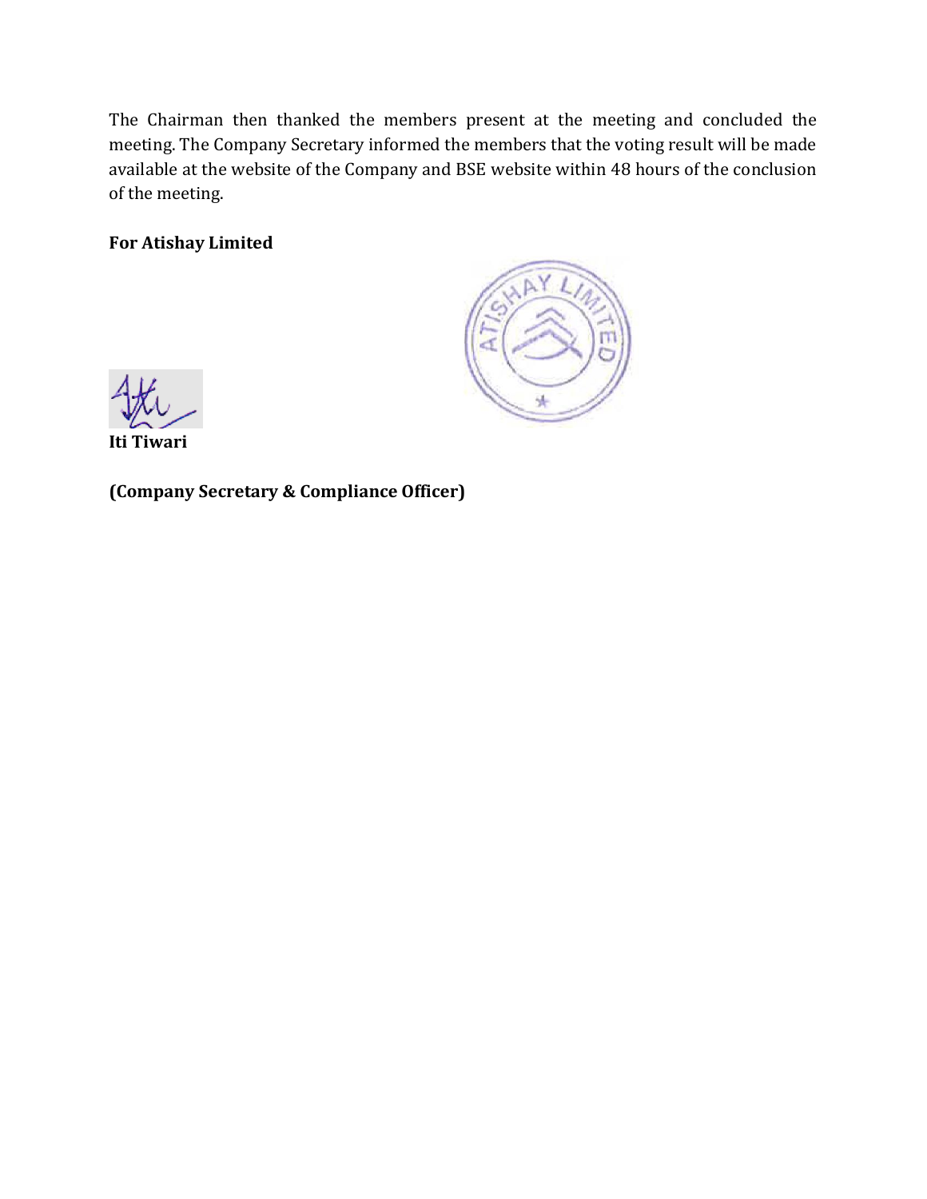The Chairman then thanked the members present at the meeting and concluded the meeting. The Company Secretary informed the members that the voting result will be made available at the website of the Company and BSE website within 48 hours of the conclusion of the meeting.

**For Atishay Limited**

**Iti Tiwari**

**(Company Secretary & Compliance Officer)**